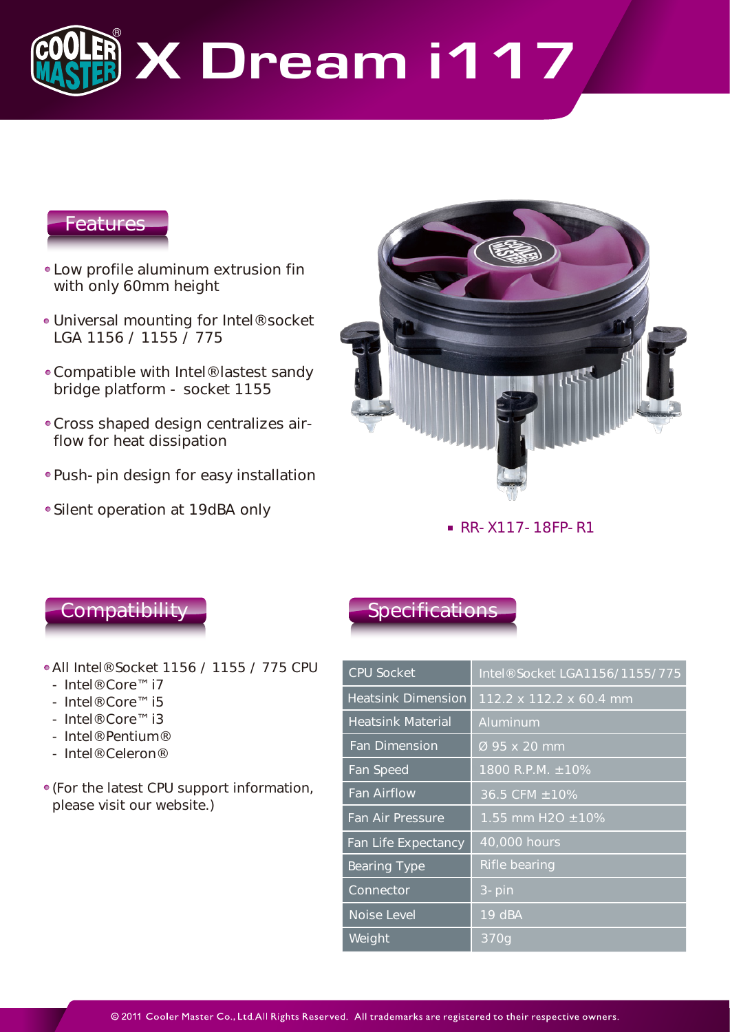# X Dream i117

## Features

- Low profile aluminum extrusion fin with only 60mm height
- Universal mounting for Intel®socket LGA 1156 / 1155 / 775
- Compatible with Intel®lastest sandy bridge platform - socket 1155
- Cross shaped design centralizes air-flow for heat dissipation
- Push- pin design for easy installation
- Silent operation at 19dBA only

RR- X117- 18FP- R1

## Compatibility

- All Intel®Socket 1156 / 1155 / 775 CPU
  - Intel®Core™ i7
  - Intel®Core™ i5
  - Intel®Core™ i3
  - Intel®Pentium®
  - Intel®Celeron®
- (For the latest CPU support information, please visit our website.)

## Specifications

| | |
|---|---|
| CPU Socket | Intel®Socket LGA1156/1155/775 |
| Heatsink Dimension | 112.2 x 112.2 x 60.4 mm |
| Heatsink Material | Aluminum |
| Fan Dimension | Ø 95 x 20 mm |
| Fan Speed | 1800 R.P.M. ±10% |
| Fan Airflow | 36.5 CFM ±10% |
| Fan Air Pressure | 1.55 mm H2O ±10% |
| Fan Life Expectancy | 40,000 hours |
| Bearing Type | Rifle bearing |
| Connector | 3- pin |
| Noise Level | 19 dBA |
| Weight | 370g |

© 2011 Cooler Master Co., Ltd.All Rights Reserved. All trademarks are registered to their respective owners.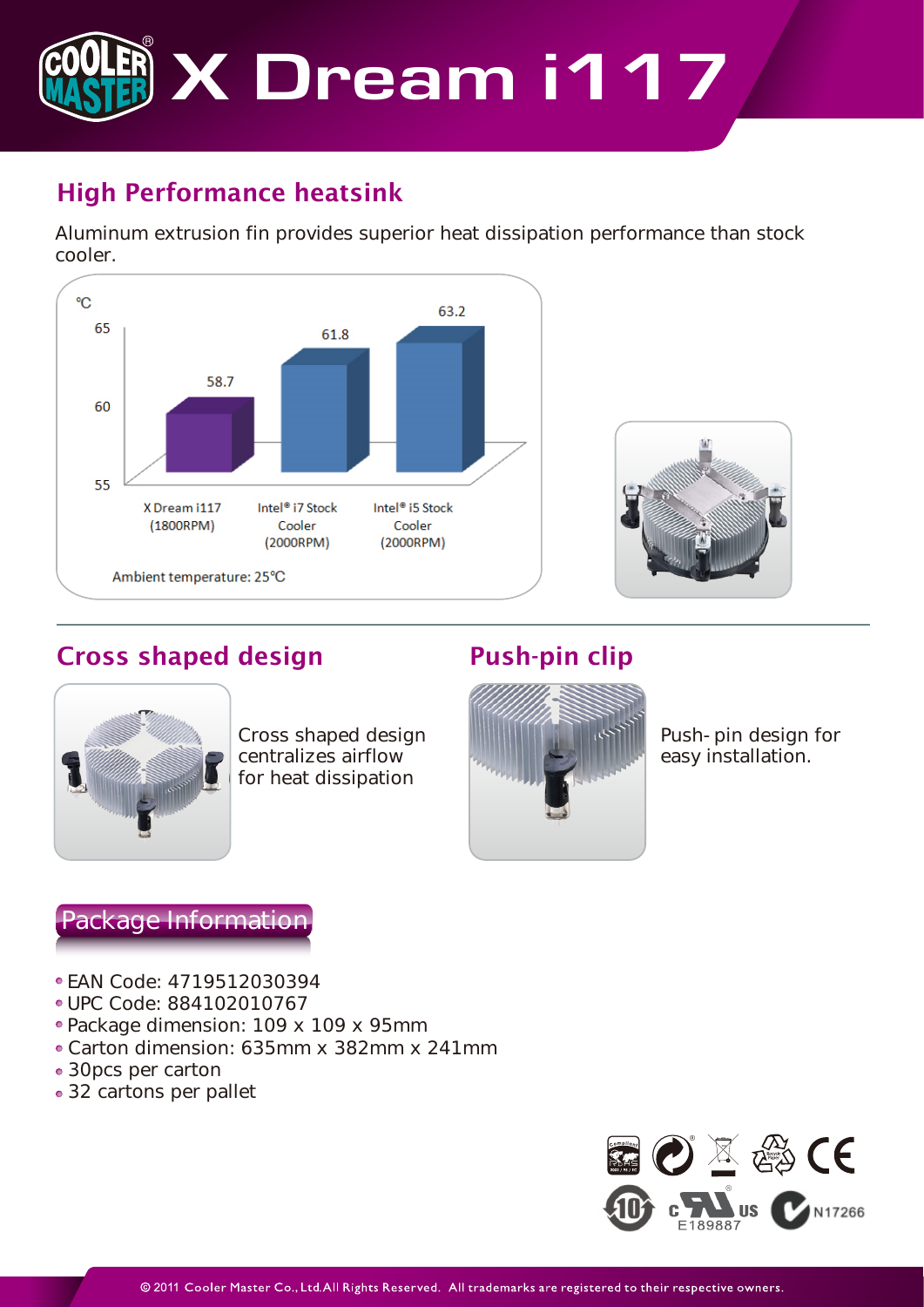# X Dream i117

## High Performance heatsink

Aluminum extrusion fin provides superior heat dissipation performance than stock cooler.

℃

65

60

55

58.7

61.8

63.2

X Dream i117 (1800RPM)

Intel® i7 Stock Cooler (2000RPM)

Intel® i5 Stock Cooler (2000RPM)

Ambient temperature: 25℃

## Cross shaped design

Cross shaped design centralizes airflow for heat dissipation

## Push-pin clip

Push- pin design for easy installation.

## Package Information

- EAN Code: 4719512030394
- UPC Code: 884102010767
- Package dimension: 109 x 109 x 95mm
- Carton dimension: 635mm x 382mm x 241mm
- 30pcs per carton
- 32 cartons per pallet

E189887

N17266

© 2011 Cooler Master Co., Ltd.All Rights Reserved. All trademarks are registered to their respective owners.